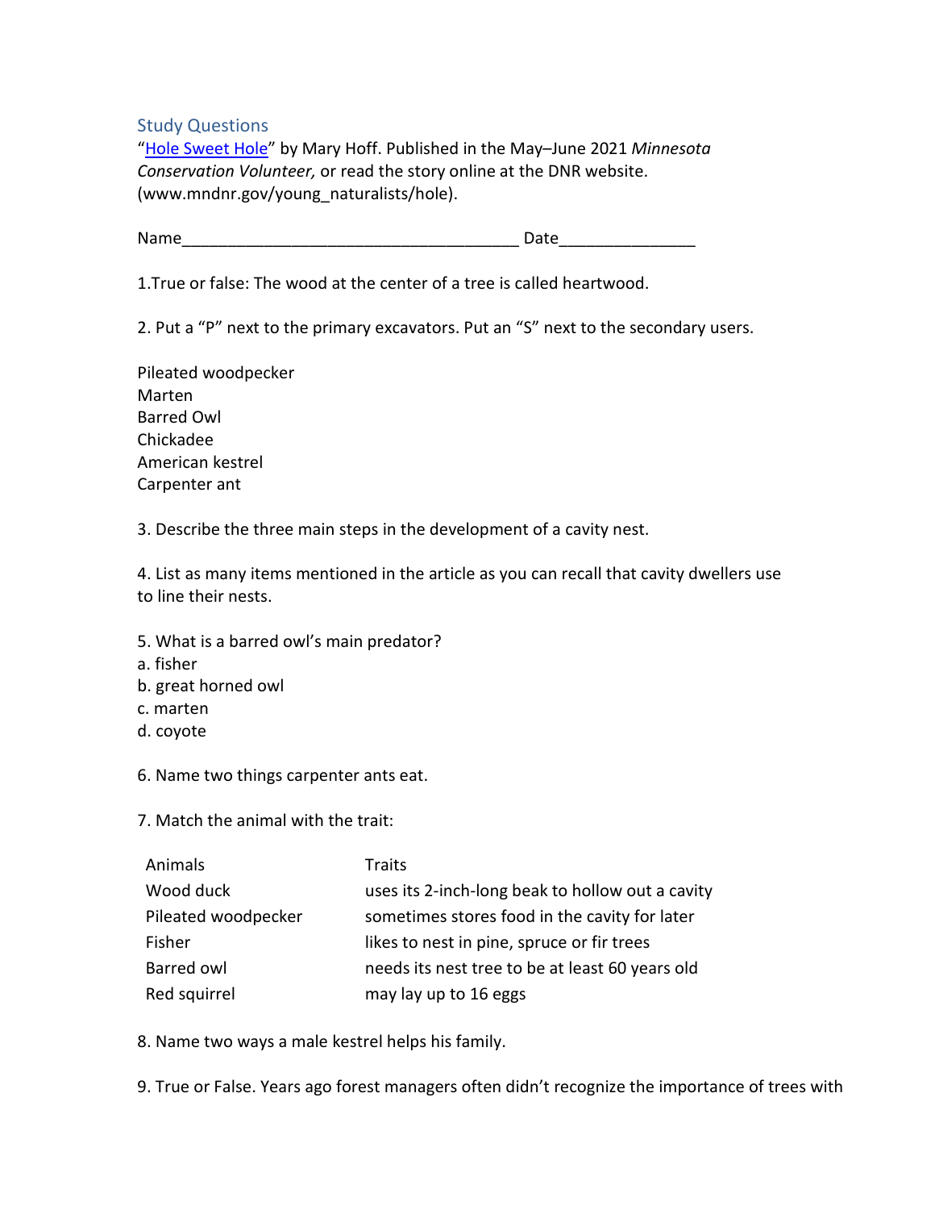## Study Questions

"[Hole Sweet Hole]" by Mary Hoff. Published in the May–June 2021 *Minnesota Conservation Volunteer,* or read the story online at the DNR website. (www.mndnr.gov/young_naturalists/hole).

Name_____________________________________ Date_______________

1.True or false: The wood at the center of a tree is called heartwood.

2. Put a "P" next to the primary excavators. Put an "S" next to the secondary users.

Pileated woodpecker
Marten
Barred Owl
Chickadee
American kestrel
Carpenter ant

3. Describe the three main steps in the development of a cavity nest.

4. List as many items mentioned in the article as you can recall that cavity dwellers use to line their nests.

5. What is a barred owl's main predator?
a. fisher
b. great horned owl
c. marten
d. coyote

6. Name two things carpenter ants eat.

7. Match the animal with the trait:

| Animals | Traits |
|---|---|
| Wood duck | uses its 2-inch-long beak to hollow out a cavity |
| Pileated woodpecker | sometimes stores food in the cavity for later |
| Fisher | likes to nest in pine, spruce or fir trees |
| Barred owl | needs its nest tree to be at least 60 years old |
| Red squirrel | may lay up to 16 eggs |

8. Name two ways a male kestrel helps his family.

9. True or False. Years ago forest managers often didn't recognize the importance of trees with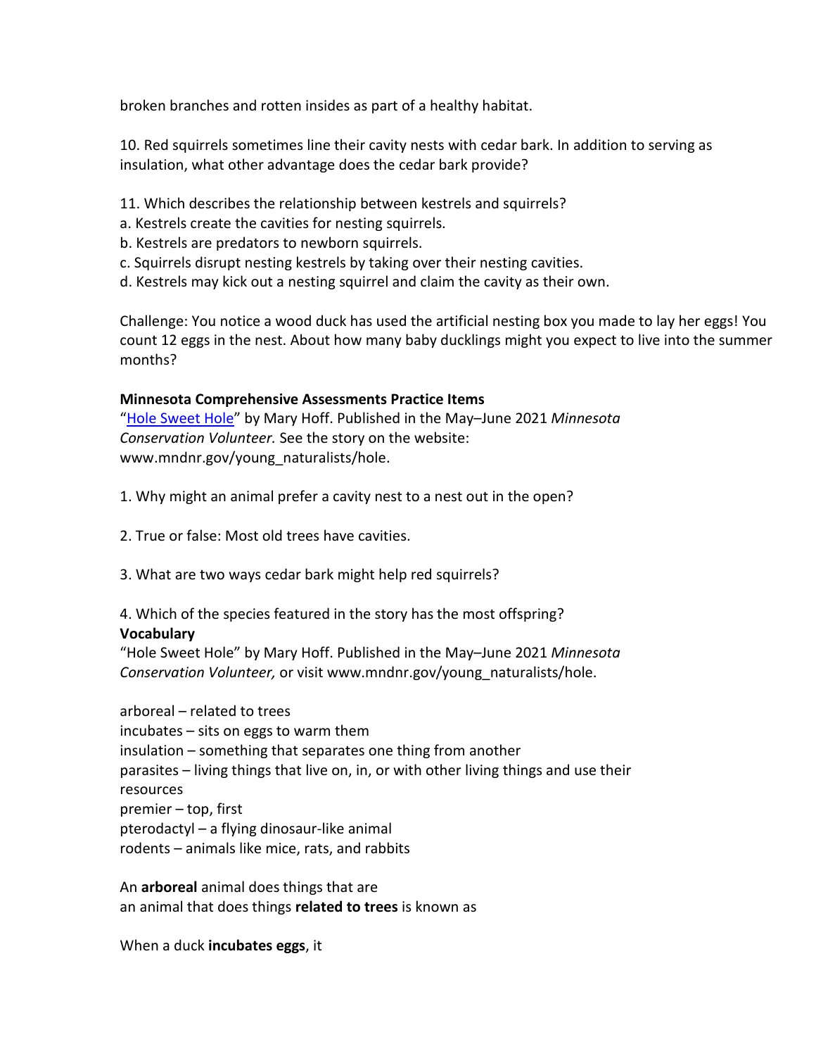broken branches and rotten insides as part of a healthy habitat.

10. Red squirrels sometimes line their cavity nests with cedar bark. In addition to serving as insulation, what other advantage does the cedar bark provide?

11. Which describes the relationship between kestrels and squirrels?
a. Kestrels create the cavities for nesting squirrels.
b. Kestrels are predators to newborn squirrels.
c. Squirrels disrupt nesting kestrels by taking over their nesting cavities.
d. Kestrels may kick out a nesting squirrel and claim the cavity as their own.

Challenge: You notice a wood duck has used the artificial nesting box you made to lay her eggs! You count 12 eggs in the nest. About how many baby ducklings might you expect to live into the summer months?

**Minnesota Comprehensive Assessments Practice Items**
"[Hole Sweet Hole](www.mndnr.gov/young_naturalists/hole)" by Mary Hoff. Published in the May–June 2021 *Minnesota Conservation Volunteer.* See the story on the website: www.mndnr.gov/young_naturalists/hole.

1. Why might an animal prefer a cavity nest to a nest out in the open?

2. True or false: Most old trees have cavities.

3. What are two ways cedar bark might help red squirrels?

4. Which of the species featured in the story has the most offspring?

**Vocabulary**
"Hole Sweet Hole" by Mary Hoff. Published in the May–June 2021 *Minnesota Conservation Volunteer,* or visit www.mndnr.gov/young_naturalists/hole.

arboreal – related to trees
incubates – sits on eggs to warm them
insulation – something that separates one thing from another
parasites – living things that live on, in, or with other living things and use their resources
premier – top, first
pterodactyl – a flying dinosaur-like animal
rodents – animals like mice, rats, and rabbits

An **arboreal** animal does things that are
an animal that does things **related to trees** is known as

When a duck **incubates eggs**, it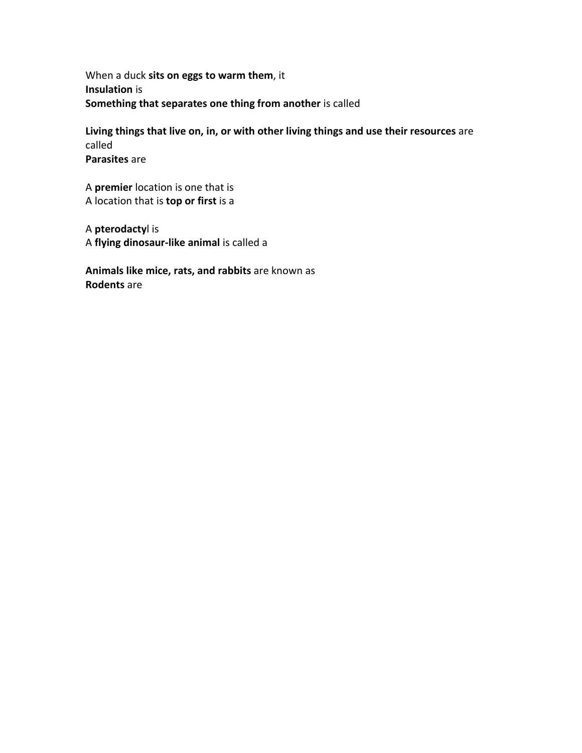When a duck **sits on eggs to warm them**, it
**Insulation** is
**Something that separates one thing from another** is called

**Living things that live on, in, or with other living things and use their resources** are called
**Parasites** are

A **premier** location is one that is
A location that is **top or first** is a

A **pterodactyl** is
A **flying dinosaur-like animal** is called a

**Animals like mice, rats, and rabbits** are known as
**Rodents** are